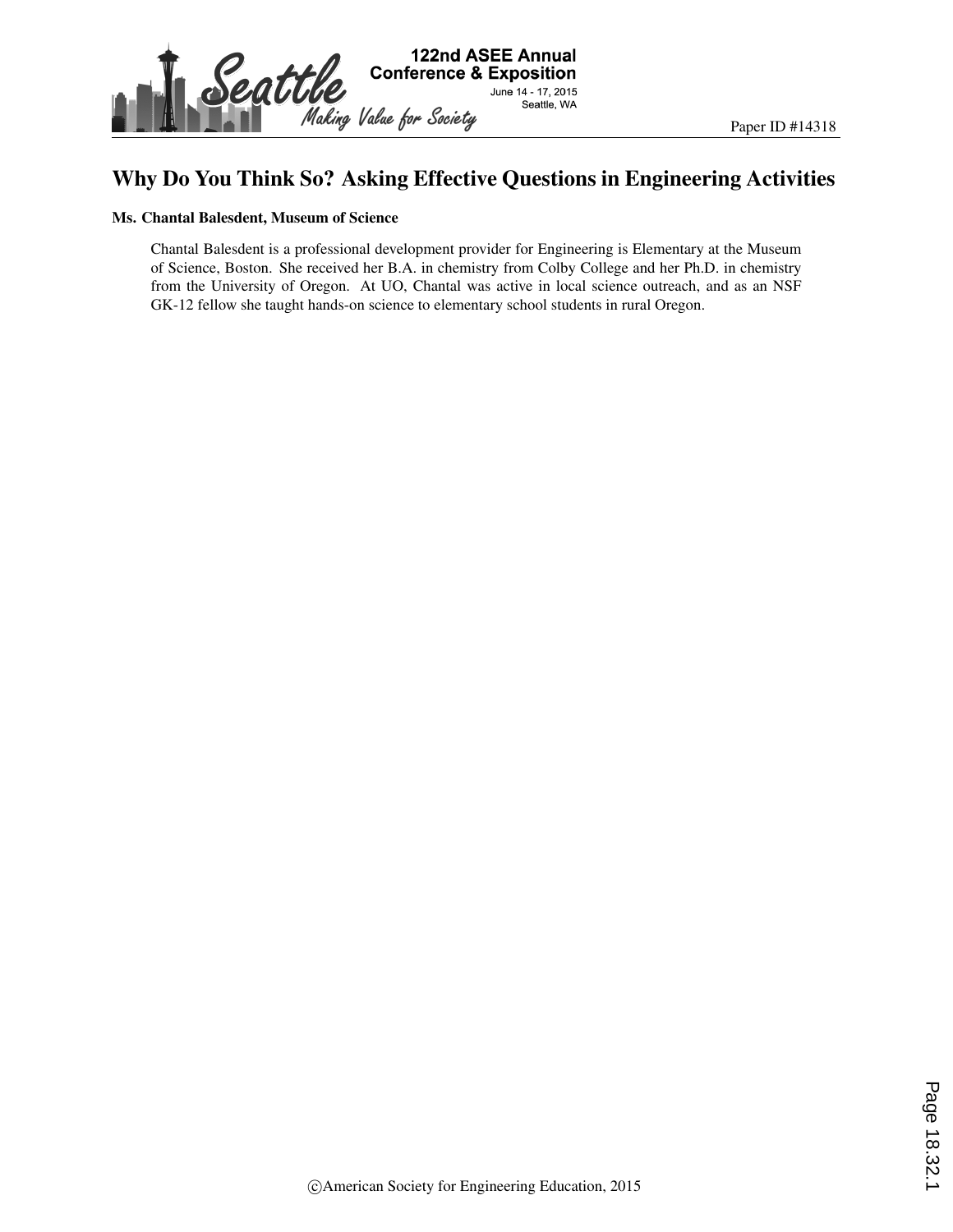# Why Do You Think So? Asking Effective Questions in Engineering Activities

**Ms. Chantal Balesdent, Museum of Science**

Chantal Balesdent is a professional development provider for Engineering is Elementary at the Museum of Science, Boston. She received her B.A. in chemistry from Colby College and her Ph.D. in chemistry from the University of Oregon. At UO, Chantal was active in local science outreach, and as an NSF GK-12 fellow she taught hands-on science to elementary school students in rural Oregon.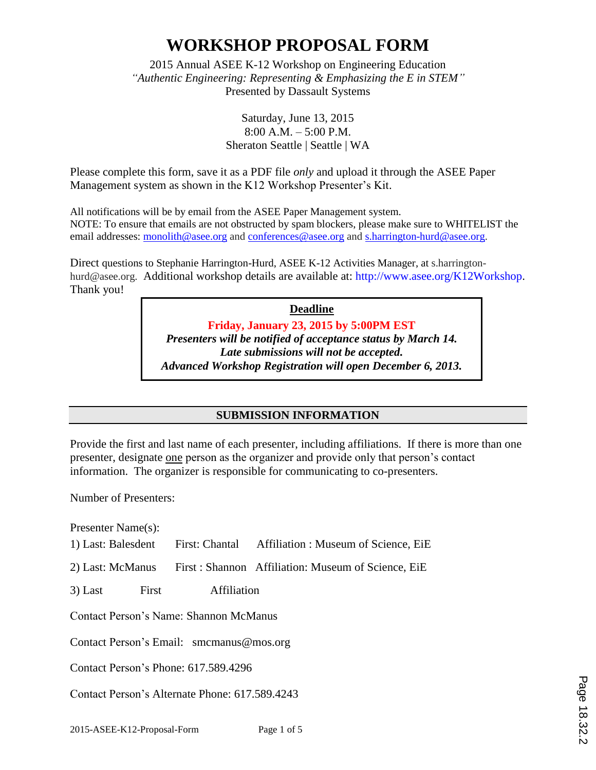# WORKSHOP PROPOSAL FORM

2015 Annual ASEE K-12 Workshop on Engineering Education
*"Authentic Engineering: Representing & Emphasizing the E in STEM"*
Presented by Dassault Systems

Saturday, June 13, 2015
8:00 A.M. – 5:00 P.M.
Sheraton Seattle | Seattle | WA

Please complete this form, save it as a PDF file *only* and upload it through the ASEE Paper Management system as shown in the K12 Workshop Presenter's Kit.

All notifications will be by email from the ASEE Paper Management system.
NOTE: To ensure that emails are not obstructed by spam blockers, please make sure to WHITELIST the email addresses: monolith@asee.org and conferences@asee.org and s.harrington-hurd@asee.org.

Direct questions to Stephanie Harrington-Hurd, ASEE K-12 Activities Manager, at s.harrington-hurd@asee.org. Additional workshop details are available at: http://www.asee.org/K12Workshop. Thank you!

**Deadline**

**Friday, January 23, 2015 by 5:00PM EST**
***Presenters will be notified of acceptance status by March 14.***
***Late submissions will not be accepted.***
***Advanced Workshop Registration will open December 6, 2013.***

## SUBMISSION INFORMATION

Provide the first and last name of each presenter, including affiliations. If there is more than one presenter, designate one person as the organizer and provide only that person's contact information. The organizer is responsible for communicating to co-presenters.

Number of Presenters:

Presenter Name(s):

1) Last: Balesdent First: Chantal Affiliation : Museum of Science, EiE

2) Last: McManus First : Shannon Affiliation: Museum of Science, EiE

3) Last First Affiliation

Contact Person's Name: Shannon McManus

Contact Person's Email: smcmanus@mos.org

Contact Person's Phone: 617.589.4296

Contact Person's Alternate Phone: 617.589.4243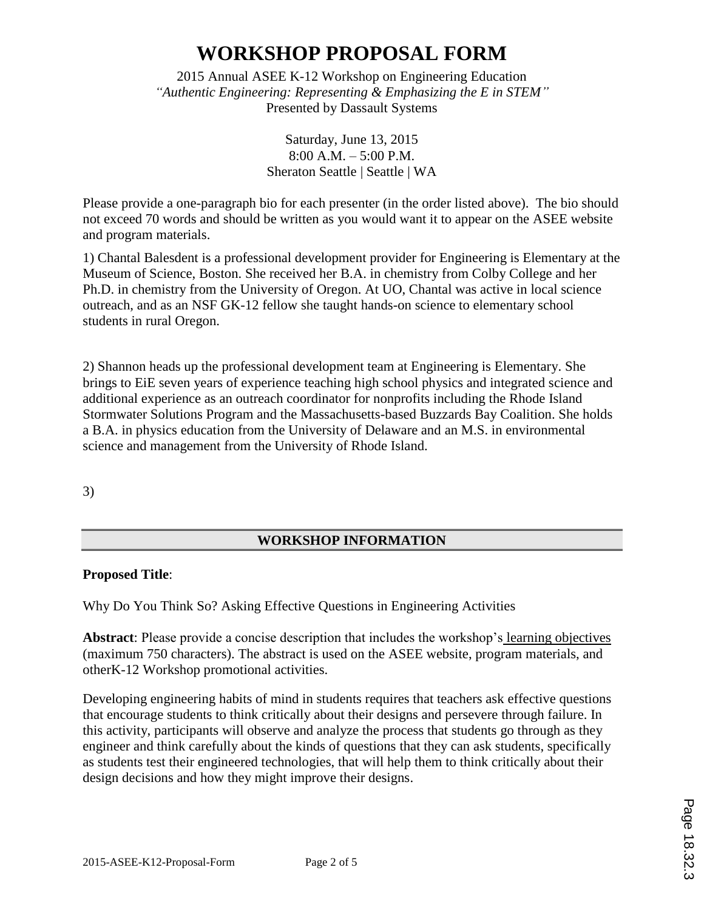# WORKSHOP PROPOSAL FORM

2015 Annual ASEE K-12 Workshop on Engineering Education
*"Authentic Engineering: Representing & Emphasizing the E in STEM"*
Presented by Dassault Systems

Saturday, June 13, 2015
8:00 A.M. – 5:00 P.M.
Sheraton Seattle | Seattle | WA

Please provide a one-paragraph bio for each presenter (in the order listed above). The bio should not exceed 70 words and should be written as you would want it to appear on the ASEE website and program materials.

1) Chantal Balesdent is a professional development provider for Engineering is Elementary at the Museum of Science, Boston. She received her B.A. in chemistry from Colby College and her Ph.D. in chemistry from the University of Oregon. At UO, Chantal was active in local science outreach, and as an NSF GK-12 fellow she taught hands-on science to elementary school students in rural Oregon.

2) Shannon heads up the professional development team at Engineering is Elementary. She brings to EiE seven years of experience teaching high school physics and integrated science and additional experience as an outreach coordinator for nonprofits including the Rhode Island Stormwater Solutions Program and the Massachusetts-based Buzzards Bay Coalition. She holds a B.A. in physics education from the University of Delaware and an M.S. in environmental science and management from the University of Rhode Island.

3)

## WORKSHOP INFORMATION

**Proposed Title**:

Why Do You Think So? Asking Effective Questions in Engineering Activities

**Abstract**: Please provide a concise description that includes the workshop's learning objectives (maximum 750 characters). The abstract is used on the ASEE website, program materials, and otherK-12 Workshop promotional activities.

Developing engineering habits of mind in students requires that teachers ask effective questions that encourage students to think critically about their designs and persevere through failure. In this activity, participants will observe and analyze the process that students go through as they engineer and think carefully about the kinds of questions that they can ask students, specifically as students test their engineered technologies, that will help them to think critically about their design decisions and how they might improve their designs.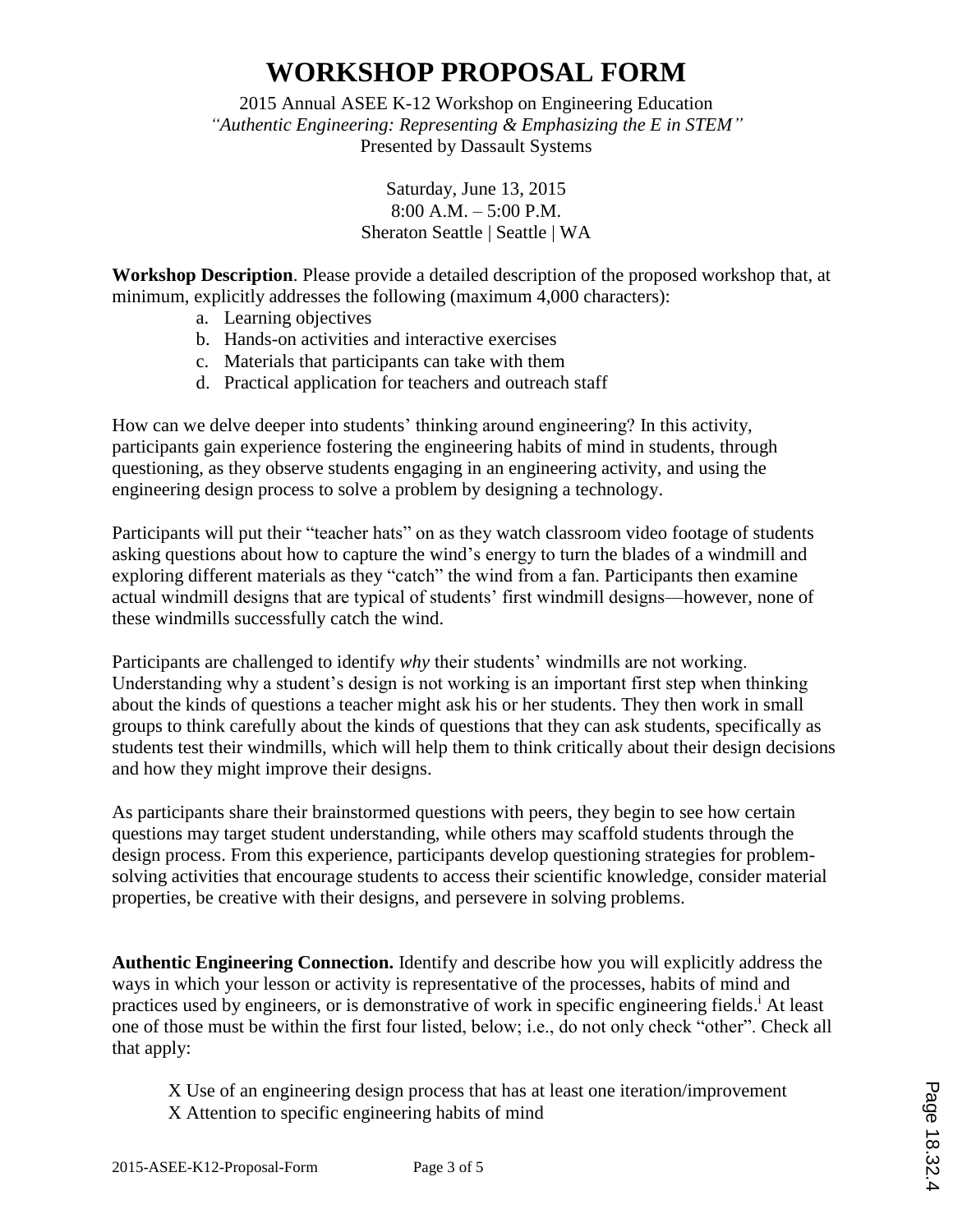# WORKSHOP PROPOSAL FORM

2015 Annual ASEE K-12 Workshop on Engineering Education
*"Authentic Engineering: Representing & Emphasizing the E in STEM"*
Presented by Dassault Systems

Saturday, June 13, 2015
8:00 A.M. – 5:00 P.M.
Sheraton Seattle | Seattle | WA

**Workshop Description**. Please provide a detailed description of the proposed workshop that, at minimum, explicitly addresses the following (maximum 4,000 characters):

a. Learning objectives
b. Hands-on activities and interactive exercises
c. Materials that participants can take with them
d. Practical application for teachers and outreach staff

How can we delve deeper into students' thinking around engineering? In this activity, participants gain experience fostering the engineering habits of mind in students, through questioning, as they observe students engaging in an engineering activity, and using the engineering design process to solve a problem by designing a technology.

Participants will put their "teacher hats" on as they watch classroom video footage of students asking questions about how to capture the wind's energy to turn the blades of a windmill and exploring different materials as they "catch" the wind from a fan. Participants then examine actual windmill designs that are typical of students' first windmill designs—however, none of these windmills successfully catch the wind.

Participants are challenged to identify *why* their students' windmills are not working. Understanding why a student's design is not working is an important first step when thinking about the kinds of questions a teacher might ask his or her students. They then work in small groups to think carefully about the kinds of questions that they can ask students, specifically as students test their windmills, which will help them to think critically about their design decisions and how they might improve their designs.

As participants share their brainstormed questions with peers, they begin to see how certain questions may target student understanding, while others may scaffold students through the design process. From this experience, participants develop questioning strategies for problem-solving activities that encourage students to access their scientific knowledge, consider material properties, be creative with their designs, and persevere in solving problems.

**Authentic Engineering Connection.** Identify and describe how you will explicitly address the ways in which your lesson or activity is representative of the processes, habits of mind and practices used by engineers, or is demonstrative of work in specific engineering fields.[i] At least one of those must be within the first four listed, below; i.e., do not only check "other". Check all that apply:

X Use of an engineering design process that has at least one iteration/improvement
X Attention to specific engineering habits of mind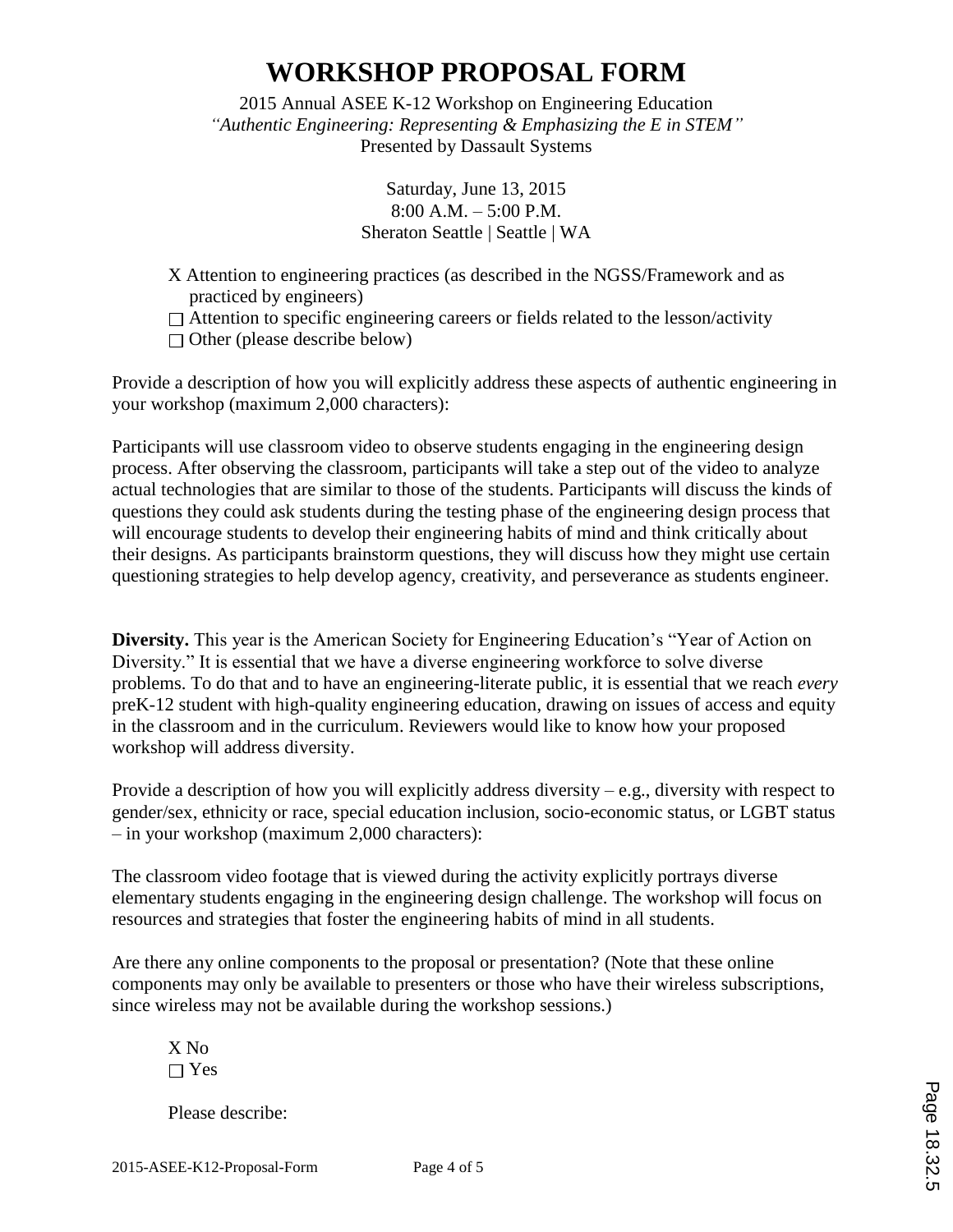# WORKSHOP PROPOSAL FORM

2015 Annual ASEE K-12 Workshop on Engineering Education
*"Authentic Engineering: Representing & Emphasizing the E in STEM"*
Presented by Dassault Systems

Saturday, June 13, 2015
8:00 A.M. – 5:00 P.M.
Sheraton Seattle | Seattle | WA

X Attention to engineering practices (as described in the NGSS/Framework and as practiced by engineers)
☐ Attention to specific engineering careers or fields related to the lesson/activity
☐ Other (please describe below)

Provide a description of how you will explicitly address these aspects of authentic engineering in your workshop (maximum 2,000 characters):

Participants will use classroom video to observe students engaging in the engineering design process. After observing the classroom, participants will take a step out of the video to analyze actual technologies that are similar to those of the students. Participants will discuss the kinds of questions they could ask students during the testing phase of the engineering design process that will encourage students to develop their engineering habits of mind and think critically about their designs. As participants brainstorm questions, they will discuss how they might use certain questioning strategies to help develop agency, creativity, and perseverance as students engineer.

**Diversity.** This year is the American Society for Engineering Education's "Year of Action on Diversity." It is essential that we have a diverse engineering workforce to solve diverse problems. To do that and to have an engineering-literate public, it is essential that we reach *every* preK-12 student with high-quality engineering education, drawing on issues of access and equity in the classroom and in the curriculum. Reviewers would like to know how your proposed workshop will address diversity.

Provide a description of how you will explicitly address diversity – e.g., diversity with respect to gender/sex, ethnicity or race, special education inclusion, socio-economic status, or LGBT status – in your workshop (maximum 2,000 characters):

The classroom video footage that is viewed during the activity explicitly portrays diverse elementary students engaging in the engineering design challenge. The workshop will focus on resources and strategies that foster the engineering habits of mind in all students.

Are there any online components to the proposal or presentation? (Note that these online components may only be available to presenters or those who have their wireless subscriptions, since wireless may not be available during the workshop sessions.)

X No
☐ Yes

Please describe: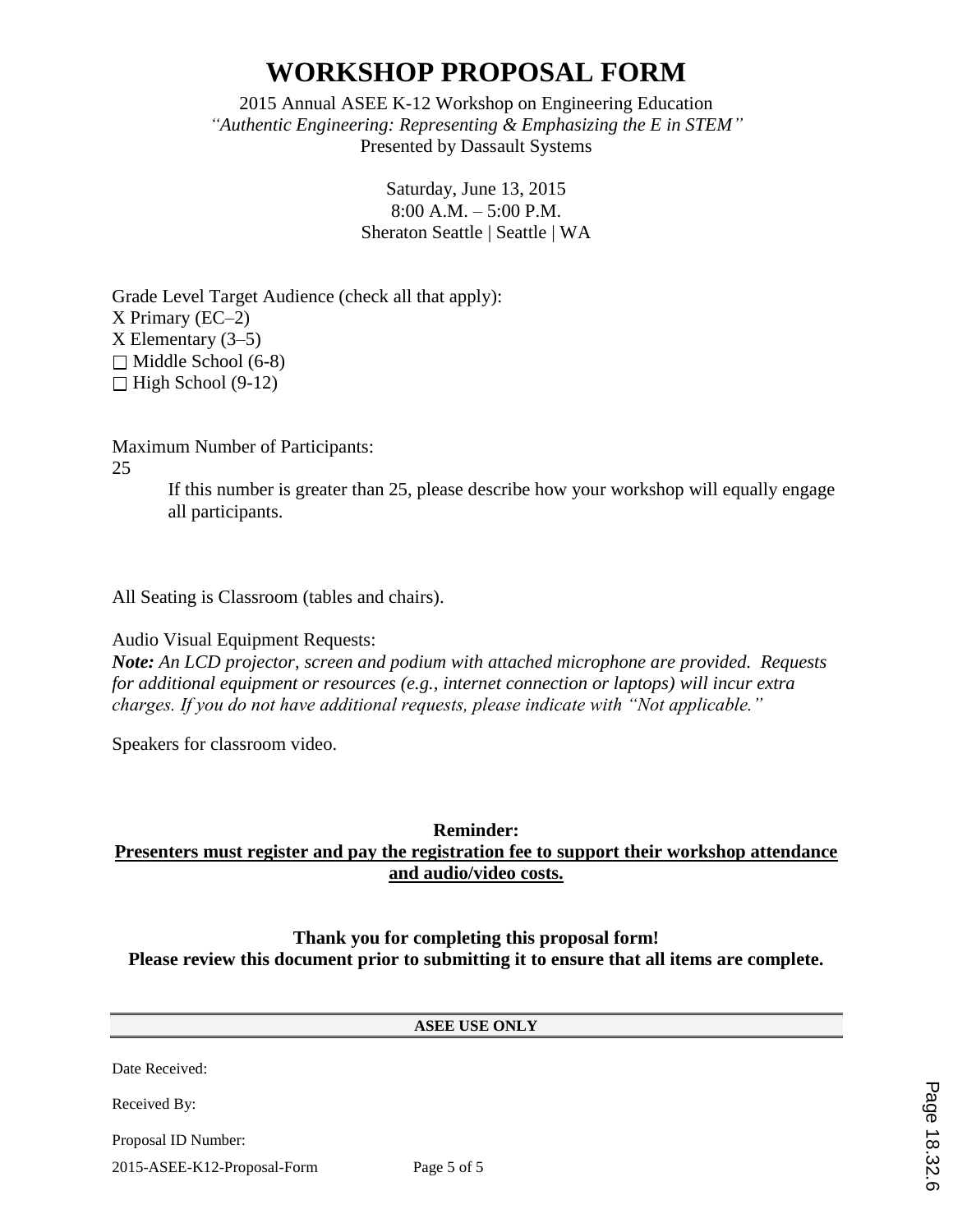# WORKSHOP PROPOSAL FORM

2015 Annual ASEE K-12 Workshop on Engineering Education
*"Authentic Engineering: Representing & Emphasizing the E in STEM"*
Presented by Dassault Systems

Saturday, June 13, 2015
8:00 A.M. – 5:00 P.M.
Sheraton Seattle | Seattle | WA

Grade Level Target Audience (check all that apply):
X Primary (EC–2)
X Elementary (3–5)
☐ Middle School (6-8)
☐ High School (9-12)

Maximum Number of Participants:
25

If this number is greater than 25, please describe how your workshop will equally engage all participants.

All Seating is Classroom (tables and chairs).

Audio Visual Equipment Requests:
***Note:*** *An LCD projector, screen and podium with attached microphone are provided. Requests for additional equipment or resources (e.g., internet connection or laptops) will incur extra charges. If you do not have additional requests, please indicate with "Not applicable."*

Speakers for classroom video.

**Reminder:**
**Presenters must register and pay the registration fee to support their workshop attendance and audio/video costs.**

**Thank you for completing this proposal form!**
**Please review this document prior to submitting it to ensure that all items are complete.**

**ASEE USE ONLY**

Date Received:

Received By:

Proposal ID Number: